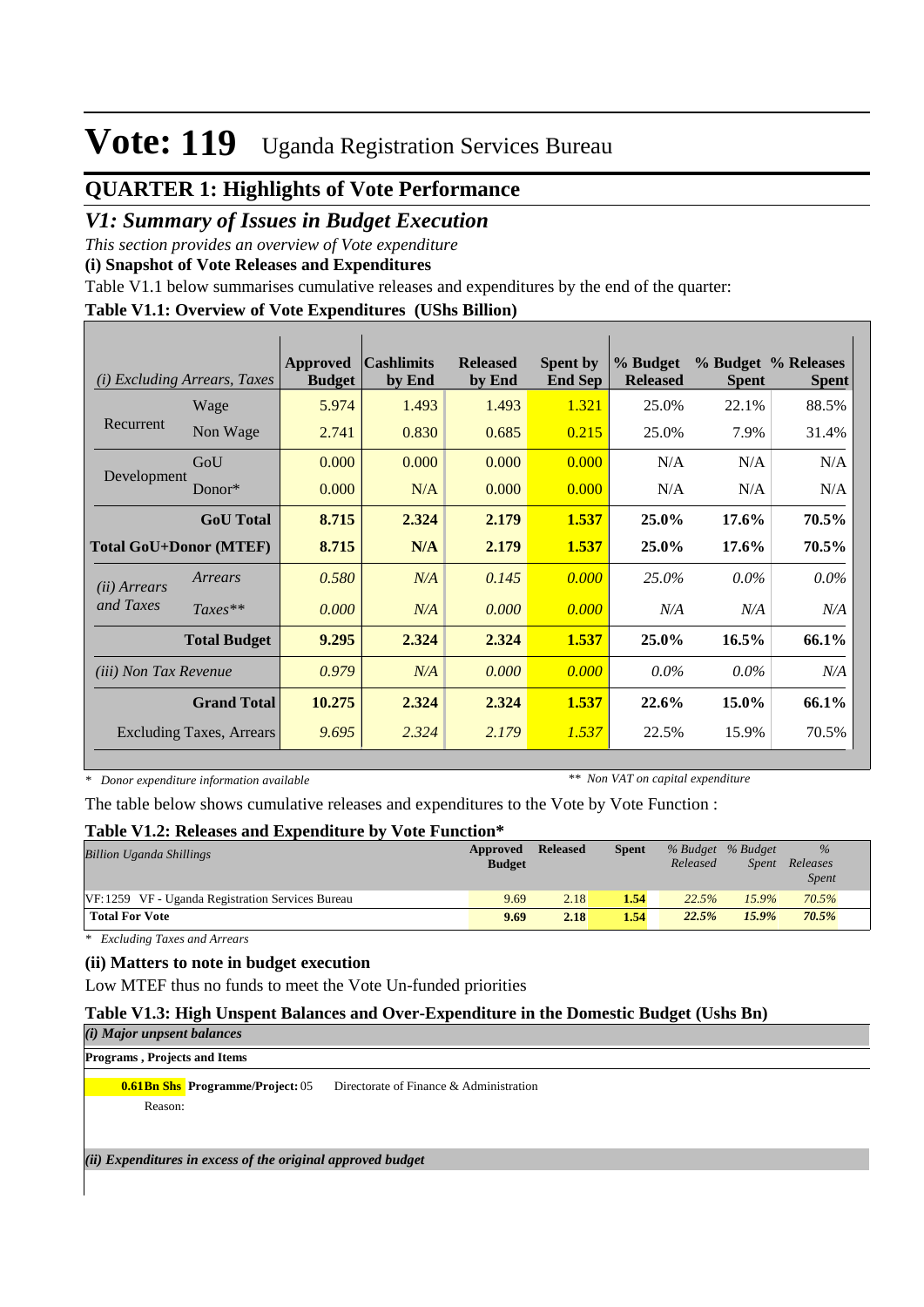# Vote: 119 Uganda Registration Services Bureau

## QUARTER 1: Highlights of Vote Performance

### *V1: Summary of Issues in Budget Execution*

*This section provides an overview of Vote expenditure*

**(i) Snapshot of Vote Releases and Expenditures**

Table V1.1 below summarises cumulative releases and expenditures by the end of the quarter:

**Table V1.1: Overview of Vote Expenditures (UShs Billion)**

| *(i) Excluding Arrears, Taxes* | | Approved Budget | Cashlimits by End | Released by End | Spent by End Sep | % Budget Released | % Budget Spent | % Releases Spent |
|---|---|---|---|---|---|---|---|---|
| Recurrent | Wage | 5.974 | 1.493 | 1.493 | 1.321 | 25.0% | 22.1% | 88.5% |
| | Non Wage | 2.741 | 0.830 | 0.685 | 0.215 | 25.0% | 7.9% | 31.4% |
| Development | GoU | 0.000 | 0.000 | 0.000 | 0.000 | N/A | N/A | N/A |
| | Donor* | 0.000 | N/A | 0.000 | 0.000 | N/A | N/A | N/A |
| | **GoU Total** | **8.715** | **2.324** | **2.179** | **1.537** | **25.0%** | **17.6%** | **70.5%** |
| **Total GoU+Donor (MTEF)** | | **8.715** | **N/A** | **2.179** | **1.537** | **25.0%** | **17.6%** | **70.5%** |
| *(ii) Arrears and Taxes* | *Arrears* | *0.580* | *N/A* | *0.145* | *0.000* | *25.0%* | *0.0%* | *0.0%* |
| | *Taxes*** | *0.000* | *N/A* | *0.000* | *0.000* | *N/A* | *N/A* | *N/A* |
| | **Total Budget** | **9.295** | **2.324** | **2.324** | **1.537** | **25.0%** | **16.5%** | **66.1%** |
| *(iii) Non Tax Revenue* | | *0.979* | *N/A* | *0.000* | *0.000* | *0.0%* | *0.0%* | *N/A* |
| | **Grand Total** | **10.275** | **2.324** | **2.324** | **1.537** | **22.6%** | **15.0%** | **66.1%** |
| | Excluding Taxes, Arrears | *9.695* | *2.324* | *2.179* | *1.537* | 22.5% | 15.9% | 70.5% |

*\* Donor expenditure information available* *\*\* Non VAT on capital expenditure*

The table below shows cumulative releases and expenditures to the Vote by Vote Function :

**Table V1.2: Releases and Expenditure by Vote Function***

| *Billion Uganda Shillings* | Approved Budget | Released | Spent | *% Budget Released* | *% Budget Spent* | *% Releases Spent* |
|---|---|---|---|---|---|---|
| VF:1259 VF - Uganda Registration Services Bureau | 9.69 | 2.18 | 1.54 | *22.5%* | *15.9%* | *70.5%* |
| **Total For Vote** | **9.69** | **2.18** | **1.54** | ***22.5%*** | ***15.9%*** | ***70.5%*** |

*\* Excluding Taxes and Arrears*

**(ii) Matters to note in budget execution**

Low MTEF thus no funds to meet the Vote Un-funded priorities

**Table V1.3: High Unspent Balances and Over-Expenditure in the Domestic Budget (Ushs Bn)**

***(i) Major unpent balances***

**Programs , Projects and Items**

**0.61Bn Shs** **Programme/Project:** 05 Directorate of Finance & Administration

Reason:

***(ii) Expenditures in excess of the original approved budget***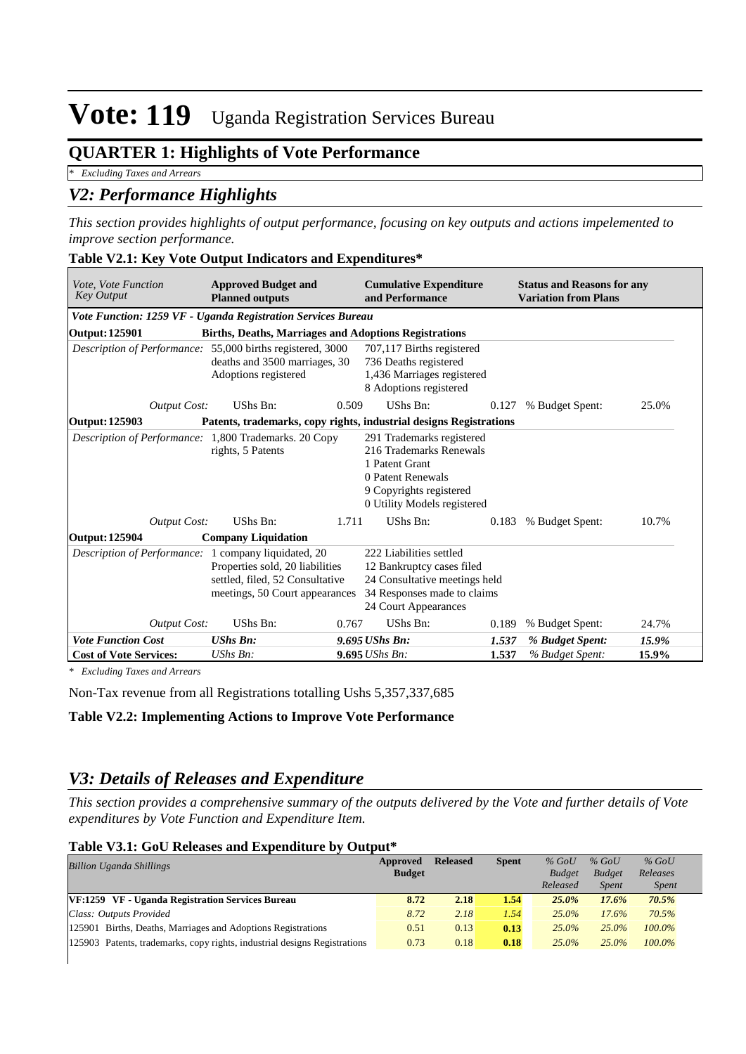# Vote: 119 Uganda Registration Services Bureau

## QUARTER 1: Highlights of Vote Performance

*\* Excluding Taxes and Arrears*

## *V2: Performance Highlights*

*This section provides highlights of output performance, focusing on key outputs and actions impelemented to improve section performance.*

**Table V2.1: Key Vote Output Indicators and Expenditures\***

| *Vote, Vote Function Key Output* | **Approved Budget and Planned outputs** | | **Cumulative Expenditure and Performance** | | **Status and Reasons for any Variation from Plans** | |
|---|---|---|---|---|---|---|
| ***Vote Function: 1259 VF - Uganda Registration Services Bureau*** | | | | | | |
| **Output: 125901** | **Births, Deaths, Marriages and Adoptions Registrations** | | | | | |
| *Description of Performance:* | 55,000 births registered, 3000 deaths and 3500 marriages, 30 Adoptions registered | | 707,117 Births registered<br>736 Deaths registered<br>1,436 Marriages registered<br>8 Adoptions registered | | | |
| *Output Cost:* | UShs Bn: | 0.509 | UShs Bn: | 0.127 | % Budget Spent: | 25.0% |
| **Output: 125903** | **Patents, trademarks, copy rights, industrial designs Registrations** | | | | | |
| *Description of Performance:* | 1,800 Trademarks. 20 Copy rights, 5 Patents | | 291 Trademarks registered<br>216 Trademarks Renewals<br>1 Patent Grant<br>0 Patent Renewals<br>9 Copyrights registered<br>0 Utility Models registered | | | |
| *Output Cost:* | UShs Bn: | 1.711 | UShs Bn: | 0.183 | % Budget Spent: | 10.7% |
| **Output: 125904** | **Company Liquidation** | | | | | |
| *Description of Performance:* | 1 company liquidated, 20 Properties sold, 20 liabilities settled, filed, 52 Consultative meetings, 50 Court appearances | | 222 Liabilities settled<br>12 Bankruptcy cases filed<br>24 Consultative meetings held<br>34 Responses made to claims<br>24 Court Appearances | | | |
| *Output Cost:* | UShs Bn: | 0.767 | UShs Bn: | 0.189 | % Budget Spent: | 24.7% |
| ***Vote Function Cost*** | ***UShs Bn:*** | ***9.695*** | ***UShs Bn:*** | ***1.537*** | ***% Budget Spent:*** | ***15.9%*** |
| **Cost of Vote Services:** | *UShs Bn:* | **9.695** | *UShs Bn:* | **1.537** | *% Budget Spent:* | **15.9%** |

*\* Excluding Taxes and Arrears*

Non-Tax revenue from all Registrations totalling Ushs 5,357,337,685

**Table V2.2: Implementing Actions to Improve Vote Performance**

## *V3: Details of Releases and Expenditure*

*This section provides a comprehensive summary of the outputs delivered by the Vote and further details of Vote expenditures by Vote Function and Expenditure Item.*

**Table V3.1: GoU Releases and Expenditure by Output\***

| *Billion Uganda Shillings* | **Approved Budget** | **Released** | **Spent** | *% GoU Budget Released* | *% GoU Budget Spent* | *% GoU Releases Spent* |
|---|---|---|---|---|---|---|
| **VF:1259 VF - Uganda Registration Services Bureau** | **8.72** | **2.18** | **1.54** | ***25.0%*** | ***17.6%*** | ***70.5%*** |
| *Class: Outputs Provided* | *8.72* | *2.18* | *1.54* | *25.0%* | *17.6%* | *70.5%* |
| 125901 Births, Deaths, Marriages and Adoptions Registrations | 0.51 | 0.13 | **0.13** | *25.0%* | *25.0%* | *100.0%* |
| 125903 Patents, trademarks, copy rights, industrial designs Registrations | 0.73 | 0.18 | **0.18** | *25.0%* | *25.0%* | *100.0%* |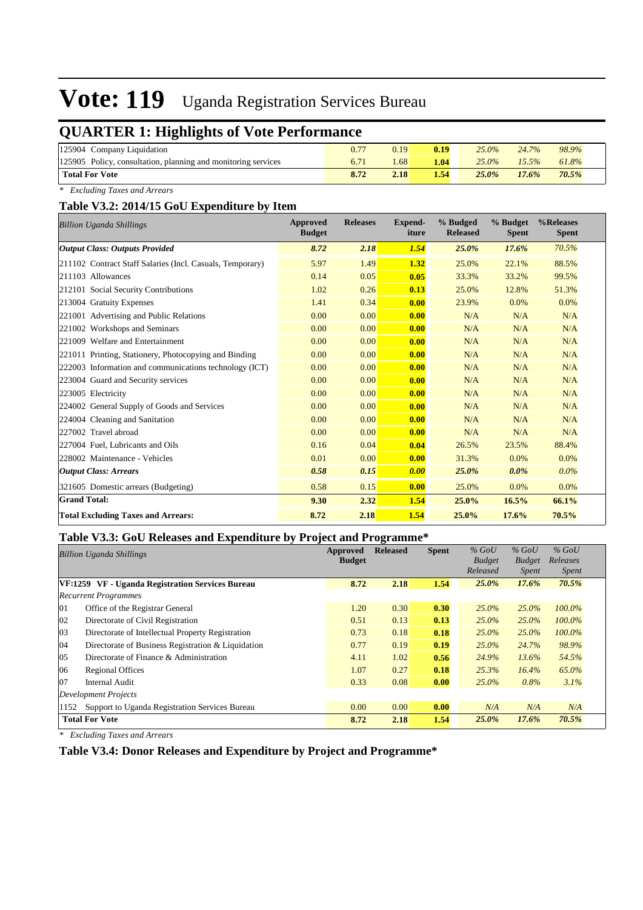# Vote: 119 Uganda Registration Services Bureau

## QUARTER 1: Highlights of Vote Performance

| | | | | | | |
|---|---|---|---|---|---|---|
| 125904 Company Liquidation | 0.77 | 0.19 | 0.19 | 25.0% | 24.7% | 98.9% |
| 125905 Policy, consultation, planning and monitoring services | 6.71 | 1.68 | 1.04 | 25.0% | 15.5% | 61.8% |
| **Total For Vote** | **8.72** | **2.18** | **1.54** | ***25.0%*** | ***17.6%*** | ***70.5%*** |

*\* Excluding Taxes and Arrears*

### Table V3.2: 2014/15 GoU Expenditure by Item

| *Billion Uganda Shillings* | Approved Budget | Releases | Expend-iture | % Budged Released | % Budget Spent | %Releases Spent |
|---|---|---|---|---|---|---|
| ***Output Class: Outputs Provided*** | ***8.72*** | ***2.18*** | ***1.54*** | ***25.0%*** | ***17.6%*** | *70.5%* |
| 211102 Contract Staff Salaries (Incl. Casuals, Temporary) | 5.97 | 1.49 | 1.32 | 25.0% | 22.1% | 88.5% |
| 211103 Allowances | 0.14 | 0.05 | 0.05 | 33.3% | 33.2% | 99.5% |
| 212101 Social Security Contributions | 1.02 | 0.26 | 0.13 | 25.0% | 12.8% | 51.3% |
| 213004 Gratuity Expenses | 1.41 | 0.34 | 0.00 | 23.9% | 0.0% | 0.0% |
| 221001 Advertising and Public Relations | 0.00 | 0.00 | 0.00 | N/A | N/A | N/A |
| 221002 Workshops and Seminars | 0.00 | 0.00 | 0.00 | N/A | N/A | N/A |
| 221009 Welfare and Entertainment | 0.00 | 0.00 | 0.00 | N/A | N/A | N/A |
| 221011 Printing, Stationery, Photocopying and Binding | 0.00 | 0.00 | 0.00 | N/A | N/A | N/A |
| 222003 Information and communications technology (ICT) | 0.00 | 0.00 | 0.00 | N/A | N/A | N/A |
| 223004 Guard and Security services | 0.00 | 0.00 | 0.00 | N/A | N/A | N/A |
| 223005 Electricity | 0.00 | 0.00 | 0.00 | N/A | N/A | N/A |
| 224002 General Supply of Goods and Services | 0.00 | 0.00 | 0.00 | N/A | N/A | N/A |
| 224004 Cleaning and Sanitation | 0.00 | 0.00 | 0.00 | N/A | N/A | N/A |
| 227002 Travel abroad | 0.00 | 0.00 | 0.00 | N/A | N/A | N/A |
| 227004 Fuel, Lubricants and Oils | 0.16 | 0.04 | 0.04 | 26.5% | 23.5% | 88.4% |
| 228002 Maintenance - Vehicles | 0.01 | 0.00 | 0.00 | 31.3% | 0.0% | 0.0% |
| ***Output Class: Arrears*** | ***0.58*** | ***0.15*** | ***0.00*** | ***25.0%*** | ***0.0%*** | *0.0%* |
| 321605 Domestic arrears (Budgeting) | 0.58 | 0.15 | 0.00 | 25.0% | 0.0% | 0.0% |
| **Grand Total:** | **9.30** | **2.32** | **1.54** | **25.0%** | **16.5%** | **66.1%** |
| **Total Excluding Taxes and Arrears:** | **8.72** | **2.18** | **1.54** | **25.0%** | **17.6%** | **70.5%** |

### Table V3.3: GoU Releases and Expenditure by Project and Programme*

| *Billion Uganda Shillings* | Approved Budget | Released | Spent | *% GoU Budget Released* | *% GoU Budget Spent* | *% GoU Releases Spent* |
|---|---|---|---|---|---|---|
| **VF:1259 VF - Uganda Registration Services Bureau** | **8.72** | **2.18** | **1.54** | ***25.0%*** | ***17.6%*** | ***70.5%*** |
| *Recurrent Programmes* | | | | | | |
| 01 Office of the Registrar General | 1.20 | 0.30 | 0.30 | *25.0%* | *25.0%* | *100.0%* |
| 02 Directorate of Civil Registration | 0.51 | 0.13 | 0.13 | *25.0%* | *25.0%* | *100.0%* |
| 03 Directorate of Intellectual Property Registration | 0.73 | 0.18 | 0.18 | *25.0%* | *25.0%* | *100.0%* |
| 04 Directorate of Business Registration & Liquidation | 0.77 | 0.19 | 0.19 | *25.0%* | *24.7%* | *98.9%* |
| 05 Directorate of Finance & Administration | 4.11 | 1.02 | 0.56 | *24.9%* | *13.6%* | *54.5%* |
| 06 Regional Offices | 1.07 | 0.27 | 0.18 | *25.3%* | *16.4%* | *65.0%* |
| 07 Internal Audit | 0.33 | 0.08 | 0.00 | *25.0%* | *0.8%* | *3.1%* |
| *Development Projects* | | | | | | |
| 1152 Support to Uganda Registration Services Bureau | 0.00 | 0.00 | 0.00 | *N/A* | *N/A* | *N/A* |
| **Total For Vote** | **8.72** | **2.18** | **1.54** | ***25.0%*** | ***17.6%*** | ***70.5%*** |

*\* Excluding Taxes and Arrears*

### Table V3.4: Donor Releases and Expenditure by Project and Programme*